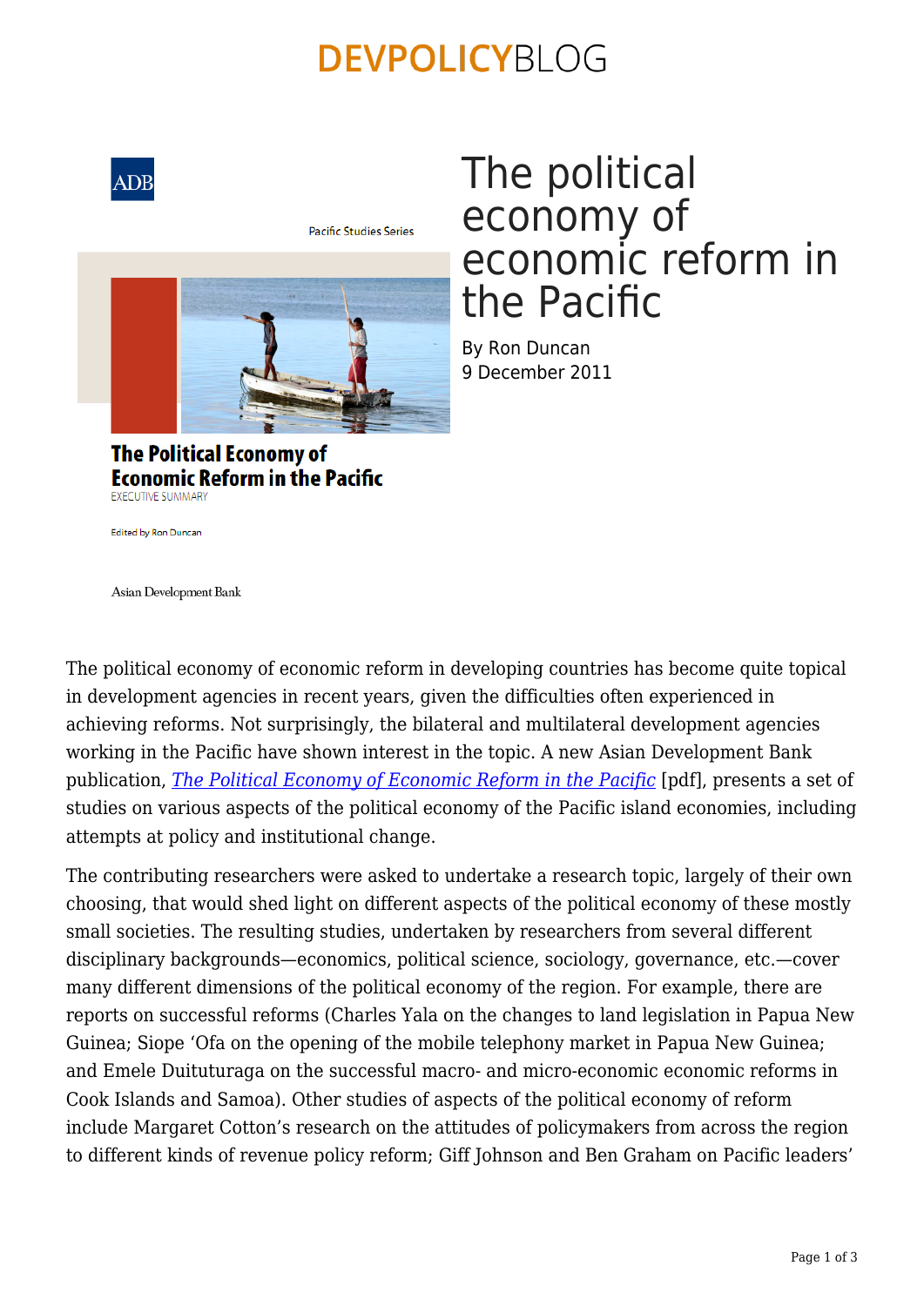# The political economy of economic reform in the Pacific

By Ron Duncan
9 December 2011

The political economy of economic reform in developing countries has become quite topical in development agencies in recent years, given the difficulties often experienced in achieving reforms. Not surprisingly, the bilateral and multilateral development agencies working in the Pacific have shown interest in the topic. A new Asian Development Bank publication, *The Political Economy of Economic Reform in the Pacific* [pdf], presents a set of studies on various aspects of the political economy of the Pacific island economies, including attempts at policy and institutional change.

The contributing researchers were asked to undertake a research topic, largely of their own choosing, that would shed light on different aspects of the political economy of these mostly small societies. The resulting studies, undertaken by researchers from several different disciplinary backgrounds—economics, political science, sociology, governance, etc.—cover many different dimensions of the political economy of the region. For example, there are reports on successful reforms (Charles Yala on the changes to land legislation in Papua New Guinea; Siope 'Ofa on the opening of the mobile telephony market in Papua New Guinea; and Emele Duituturaga on the successful macro- and micro-economic economic reforms in Cook Islands and Samoa). Other studies of aspects of the political economy of reform include Margaret Cotton's research on the attitudes of policymakers from across the region to different kinds of revenue policy reform; Giff Johnson and Ben Graham on Pacific leaders'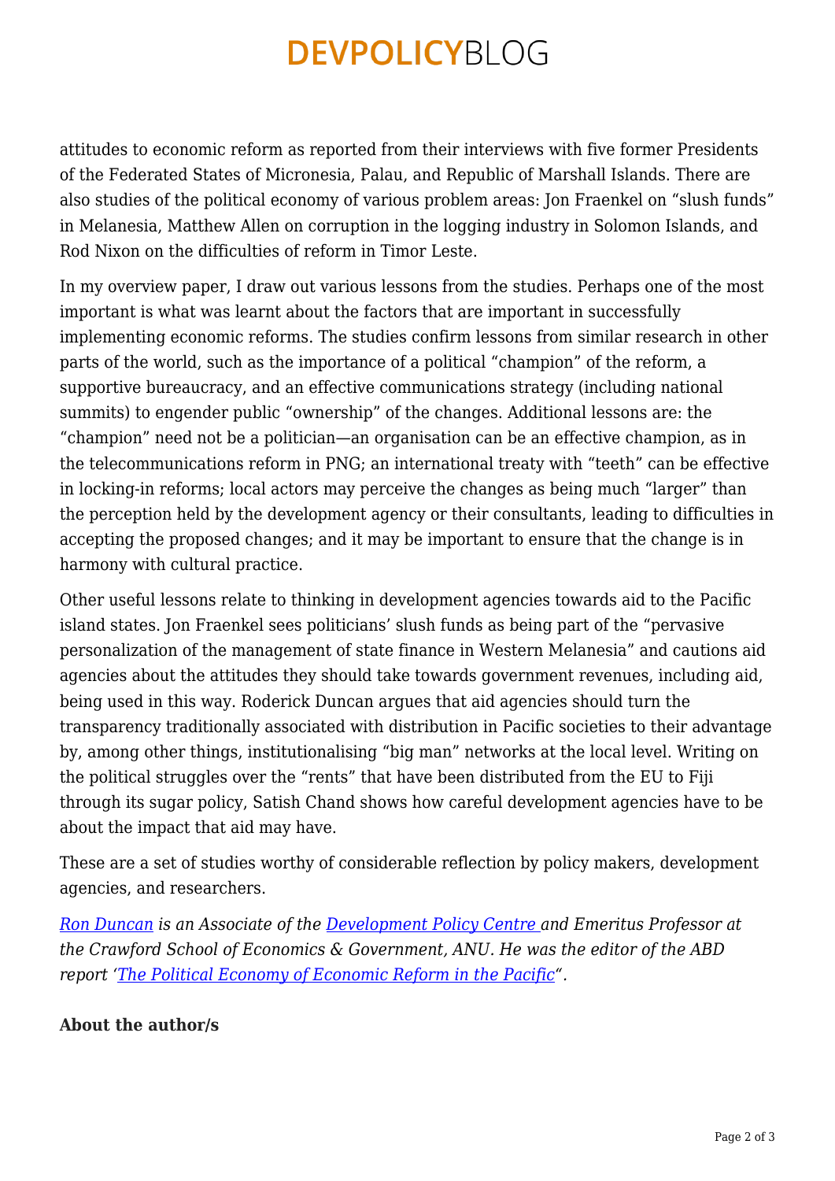attitudes to economic reform as reported from their interviews with five former Presidents of the Federated States of Micronesia, Palau, and Republic of Marshall Islands. There are also studies of the political economy of various problem areas: Jon Fraenkel on "slush funds" in Melanesia, Matthew Allen on corruption in the logging industry in Solomon Islands, and Rod Nixon on the difficulties of reform in Timor Leste.

In my overview paper, I draw out various lessons from the studies. Perhaps one of the most important is what was learnt about the factors that are important in successfully implementing economic reforms. The studies confirm lessons from similar research in other parts of the world, such as the importance of a political "champion" of the reform, a supportive bureaucracy, and an effective communications strategy (including national summits) to engender public "ownership" of the changes. Additional lessons are: the "champion" need not be a politician—an organisation can be an effective champion, as in the telecommunications reform in PNG; an international treaty with "teeth" can be effective in locking-in reforms; local actors may perceive the changes as being much "larger" than the perception held by the development agency or their consultants, leading to difficulties in accepting the proposed changes; and it may be important to ensure that the change is in harmony with cultural practice.

Other useful lessons relate to thinking in development agencies towards aid to the Pacific island states. Jon Fraenkel sees politicians' slush funds as being part of the "pervasive personalization of the management of state finance in Western Melanesia" and cautions aid agencies about the attitudes they should take towards government revenues, including aid, being used in this way. Roderick Duncan argues that aid agencies should turn the transparency traditionally associated with distribution in Pacific societies to their advantage by, among other things, institutionalising "big man" networks at the local level. Writing on the political struggles over the "rents" that have been distributed from the EU to Fiji through its sugar policy, Satish Chand shows how careful development agencies have to be about the impact that aid may have.

These are a set of studies worthy of considerable reflection by policy makers, development agencies, and researchers.

*[Ron Duncan](#) is an Associate of the [Development Policy Centre](#) and Emeritus Professor at the Crawford School of Economics & Government, ANU. He was the editor of the ABD report '[The Political Economy of Economic Reform in the Pacific](#)".*

**About the author/s**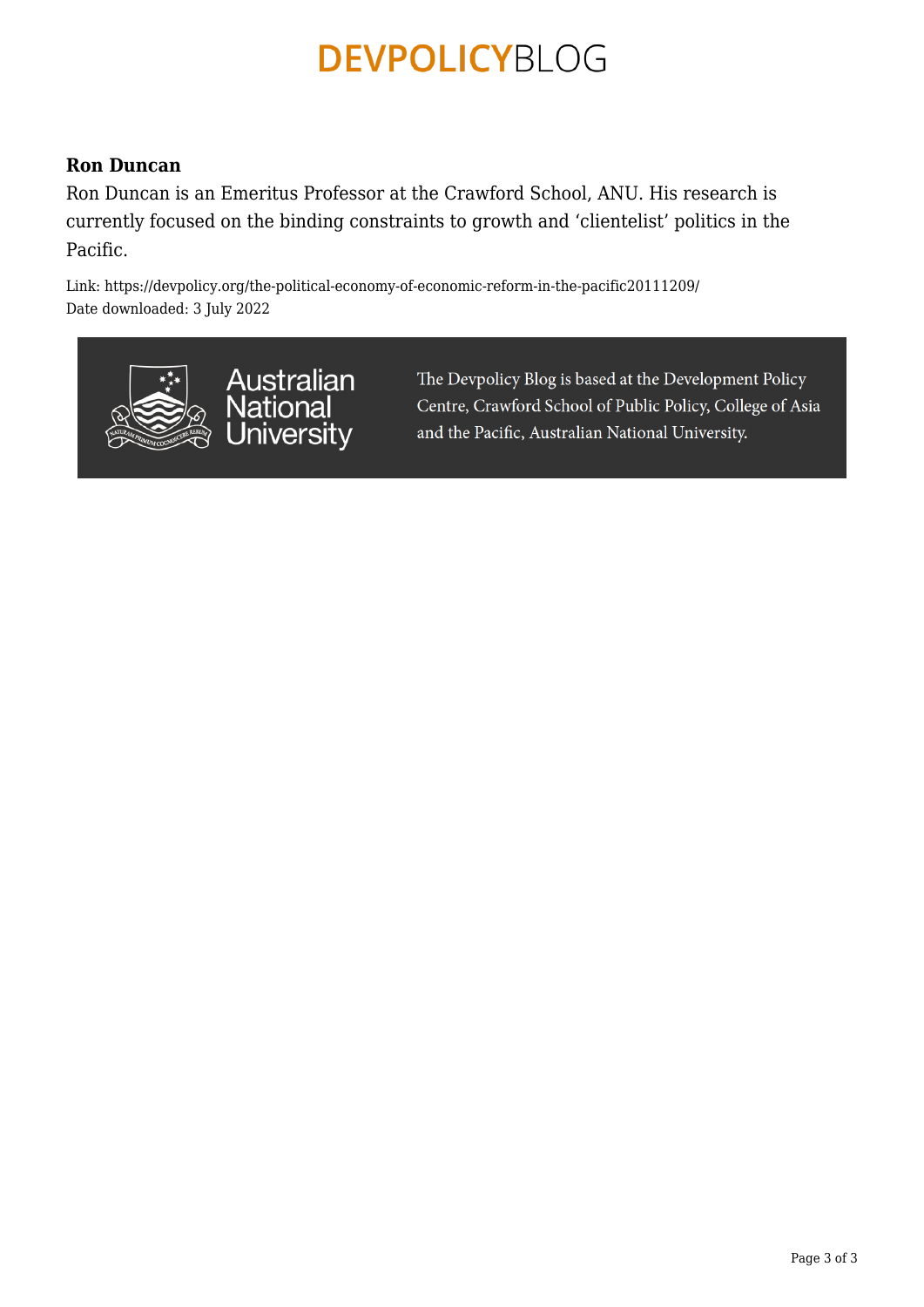**Ron Duncan**

Ron Duncan is an Emeritus Professor at the Crawford School, ANU. His research is currently focused on the binding constraints to growth and 'clientelist' politics in the Pacific.

Link: https://devpolicy.org/the-political-economy-of-economic-reform-in-the-pacific20111209/
Date downloaded: 3 July 2022

Australian National University

The Devpolicy Blog is based at the Development Policy Centre, Crawford School of Public Policy, College of Asia and the Pacific, Australian National University.